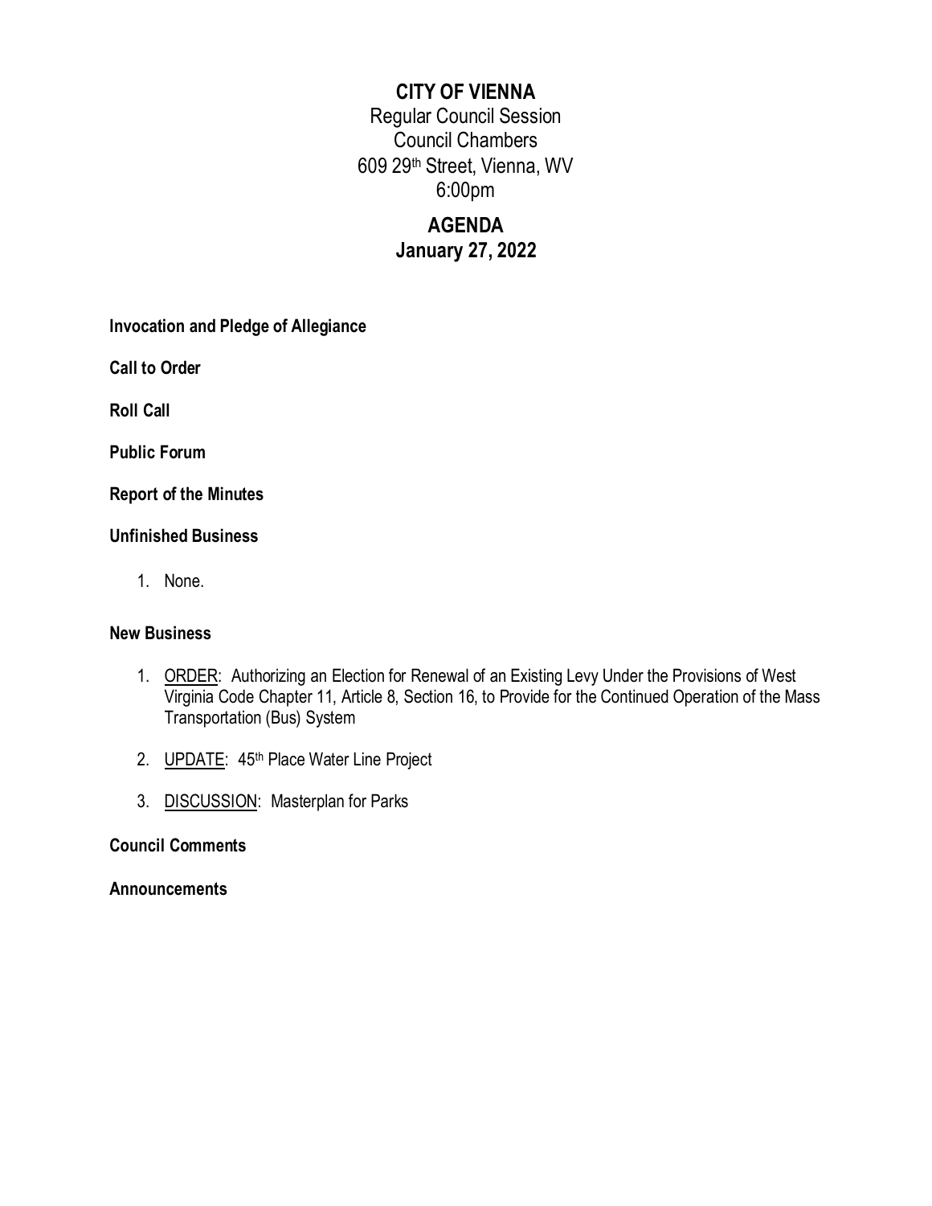# CITY OF VIENNA

Regular Council Session
Council Chambers
609 29th Street, Vienna, WV
6:00pm

## AGENDA
## January 27, 2022

**Invocation and Pledge of Allegiance**

**Call to Order**

**Roll Call**

**Public Forum**

**Report of the Minutes**

**Unfinished Business**

1. None.

**New Business**

1. ORDER: Authorizing an Election for Renewal of an Existing Levy Under the Provisions of West Virginia Code Chapter 11, Article 8, Section 16, to Provide for the Continued Operation of the Mass Transportation (Bus) System

2. UPDATE: 45th Place Water Line Project

3. DISCUSSION: Masterplan for Parks

**Council Comments**

**Announcements**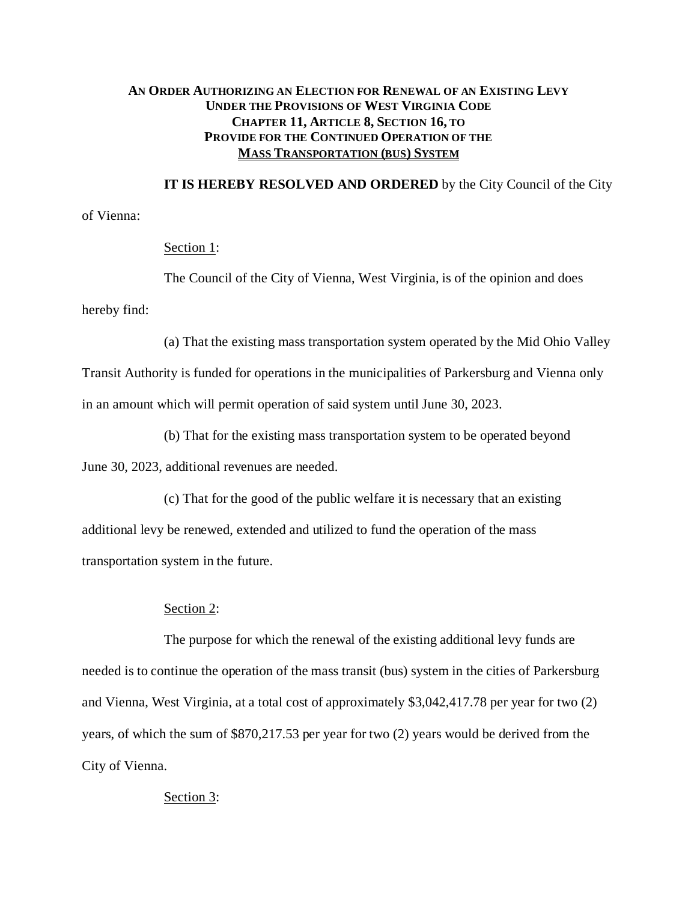## AN ORDER AUTHORIZING AN ELECTION FOR RENEWAL OF AN EXISTING LEVY UNDER THE PROVISIONS OF WEST VIRGINIA CODE CHAPTER 11, ARTICLE 8, SECTION 16, TO PROVIDE FOR THE CONTINUED OPERATION OF THE MASS TRANSPORTATION (BUS) SYSTEM

**IT IS HEREBY RESOLVED AND ORDERED** by the City Council of the City of Vienna:

Section 1:

The Council of the City of Vienna, West Virginia, is of the opinion and does hereby find:

(a) That the existing mass transportation system operated by the Mid Ohio Valley Transit Authority is funded for operations in the municipalities of Parkersburg and Vienna only in an amount which will permit operation of said system until June 30, 2023.

(b) That for the existing mass transportation system to be operated beyond June 30, 2023, additional revenues are needed.

(c) That for the good of the public welfare it is necessary that an existing additional levy be renewed, extended and utilized to fund the operation of the mass transportation system in the future.

Section 2:

The purpose for which the renewal of the existing additional levy funds are needed is to continue the operation of the mass transit (bus) system in the cities of Parkersburg and Vienna, West Virginia, at a total cost of approximately $3,042,417.78 per year for two (2) years, of which the sum of $870,217.53 per year for two (2) years would be derived from the City of Vienna.

Section 3: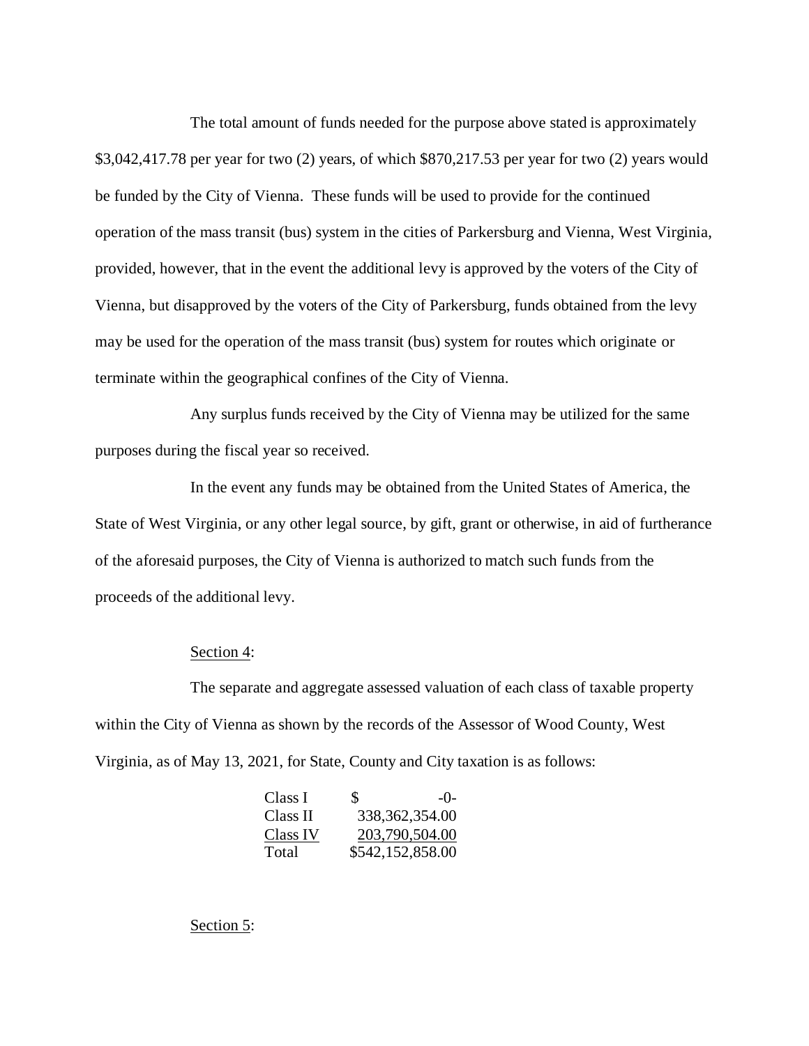The total amount of funds needed for the purpose above stated is approximately $3,042,417.78 per year for two (2) years, of which $870,217.53 per year for two (2) years would be funded by the City of Vienna. These funds will be used to provide for the continued operation of the mass transit (bus) system in the cities of Parkersburg and Vienna, West Virginia, provided, however, that in the event the additional levy is approved by the voters of the City of Vienna, but disapproved by the voters of the City of Parkersburg, funds obtained from the levy may be used for the operation of the mass transit (bus) system for routes which originate or terminate within the geographical confines of the City of Vienna.

Any surplus funds received by the City of Vienna may be utilized for the same purposes during the fiscal year so received.

In the event any funds may be obtained from the United States of America, the State of West Virginia, or any other legal source, by gift, grant or otherwise, in aid of furtherance of the aforesaid purposes, the City of Vienna is authorized to match such funds from the proceeds of the additional levy.

Section 4:

The separate and aggregate assessed valuation of each class of taxable property within the City of Vienna as shown by the records of the Assessor of Wood County, West Virginia, as of May 13, 2021, for State, County and City taxation is as follows:

| Class | Valuation |
|---|---|
| Class I | $ -0- |
| Class II | 338,362,354.00 |
| Class IV | 203,790,504.00 |
| Total | $542,152,858.00 |

Section 5: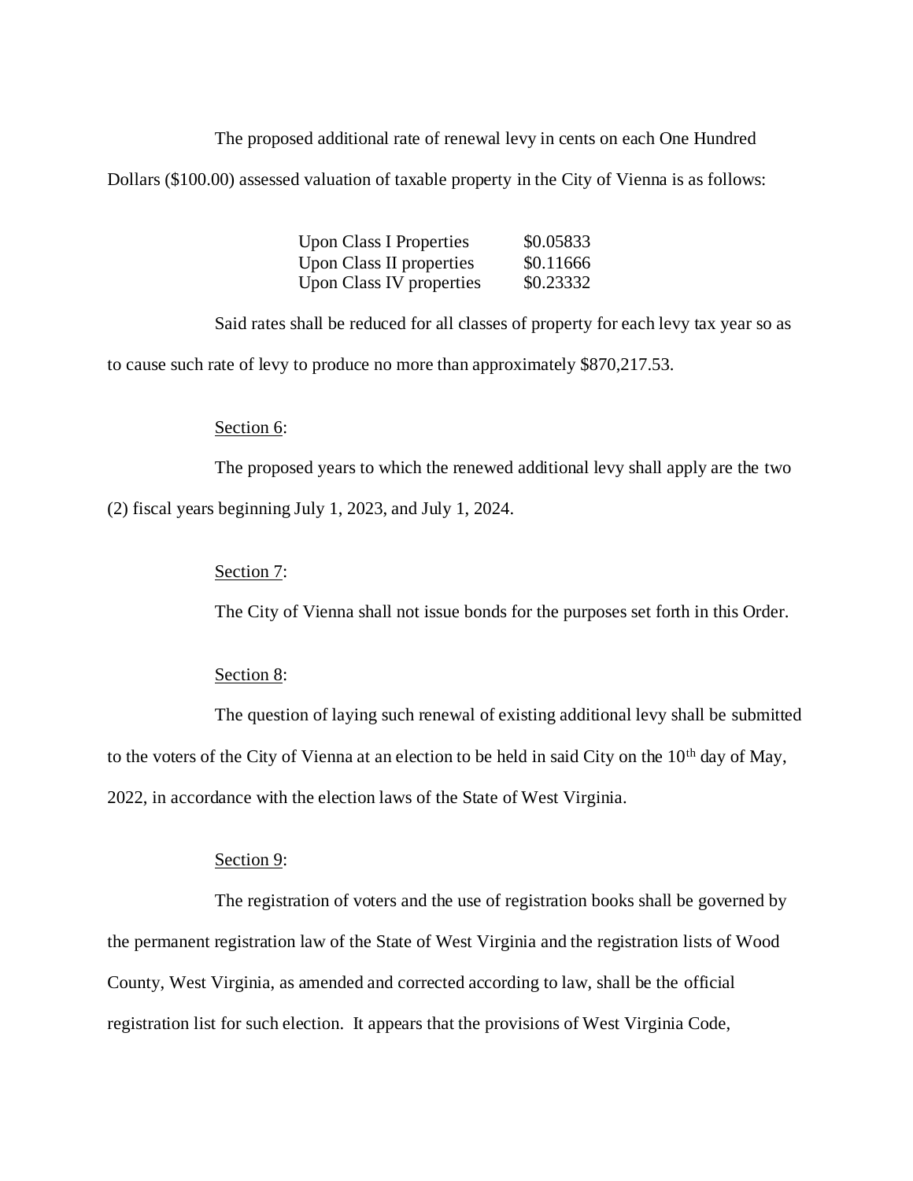The proposed additional rate of renewal levy in cents on each One Hundred Dollars ($100.00) assessed valuation of taxable property in the City of Vienna is as follows:

| | |
|---|---|
| Upon Class I Properties | $0.05833 |
| Upon Class II properties | $0.11666 |
| Upon Class IV properties | $0.23332 |

Said rates shall be reduced for all classes of property for each levy tax year so as to cause such rate of levy to produce no more than approximately $870,217.53.

Section 6:

The proposed years to which the renewed additional levy shall apply are the two (2) fiscal years beginning July 1, 2023, and July 1, 2024.

Section 7:

The City of Vienna shall not issue bonds for the purposes set forth in this Order.

Section 8:

The question of laying such renewal of existing additional levy shall be submitted to the voters of the City of Vienna at an election to be held in said City on the 10th day of May, 2022, in accordance with the election laws of the State of West Virginia.

Section 9:

The registration of voters and the use of registration books shall be governed by the permanent registration law of the State of West Virginia and the registration lists of Wood County, West Virginia, as amended and corrected according to law, shall be the official registration list for such election. It appears that the provisions of West Virginia Code,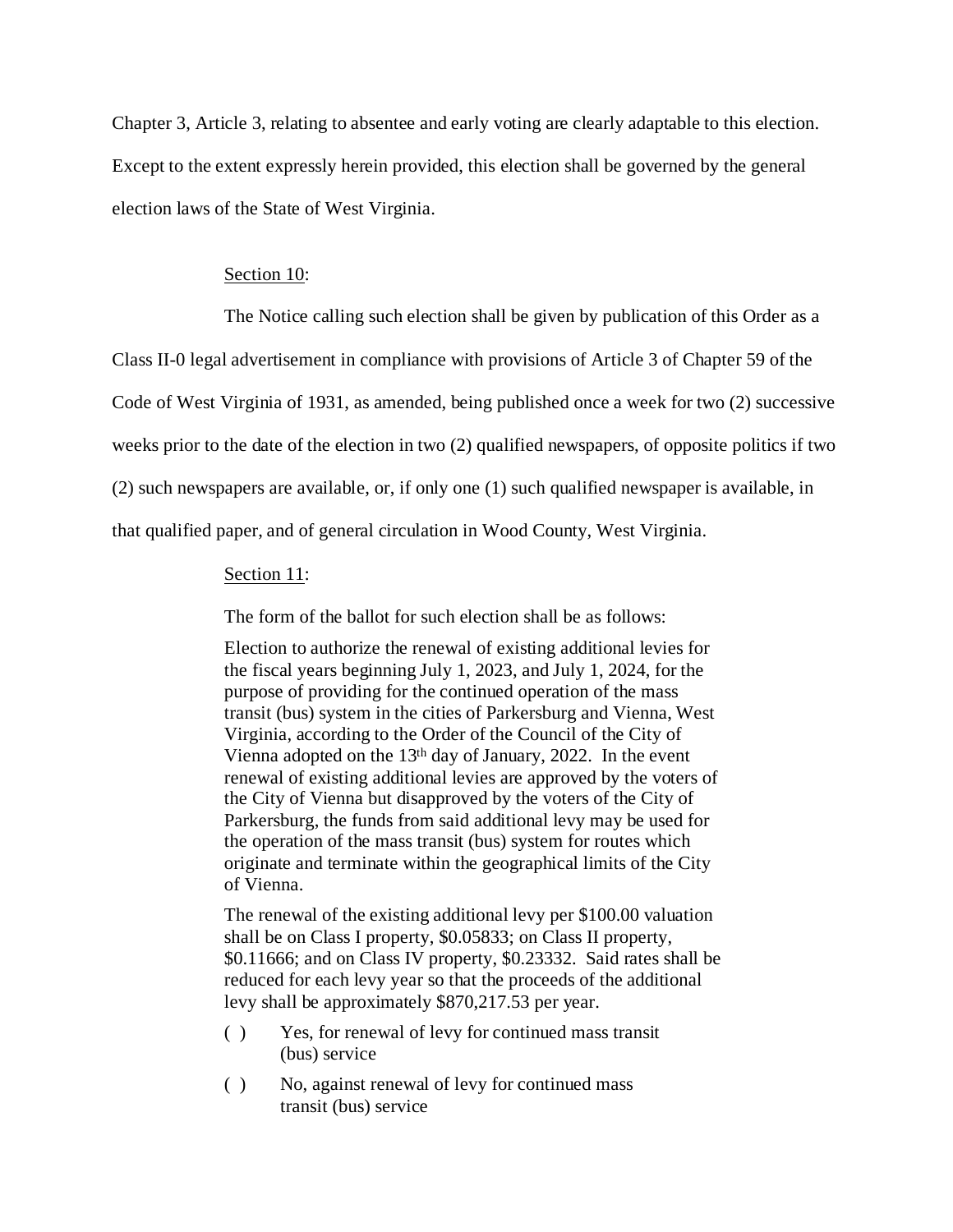Chapter 3, Article 3, relating to absentee and early voting are clearly adaptable to this election. Except to the extent expressly herein provided, this election shall be governed by the general election laws of the State of West Virginia.

<u>Section 10</u>:

The Notice calling such election shall be given by publication of this Order as a Class II-0 legal advertisement in compliance with provisions of Article 3 of Chapter 59 of the Code of West Virginia of 1931, as amended, being published once a week for two (2) successive weeks prior to the date of the election in two (2) qualified newspapers, of opposite politics if two (2) such newspapers are available, or, if only one (1) such qualified newspaper is available, in that qualified paper, and of general circulation in Wood County, West Virginia.

<u>Section 11</u>:

The form of the ballot for such election shall be as follows:

> Election to authorize the renewal of existing additional levies for the fiscal years beginning July 1, 2023, and July 1, 2024, for the purpose of providing for the continued operation of the mass transit (bus) system in the cities of Parkersburg and Vienna, West Virginia, according to the Order of the Council of the City of Vienna adopted on the 13th day of January, 2022. In the event renewal of existing additional levies are approved by the voters of the City of Vienna but disapproved by the voters of the City of Parkersburg, the funds from said additional levy may be used for the operation of the mass transit (bus) system for routes which originate and terminate within the geographical limits of the City of Vienna.
>
> The renewal of the existing additional levy per $100.00 valuation shall be on Class I property, $0.05833; on Class II property, $0.11666; and on Class IV property, $0.23332. Said rates shall be reduced for each levy year so that the proceeds of the additional levy shall be approximately $870,217.53 per year.
>
> ( ) Yes, for renewal of levy for continued mass transit (bus) service
>
> ( ) No, against renewal of levy for continued mass transit (bus) service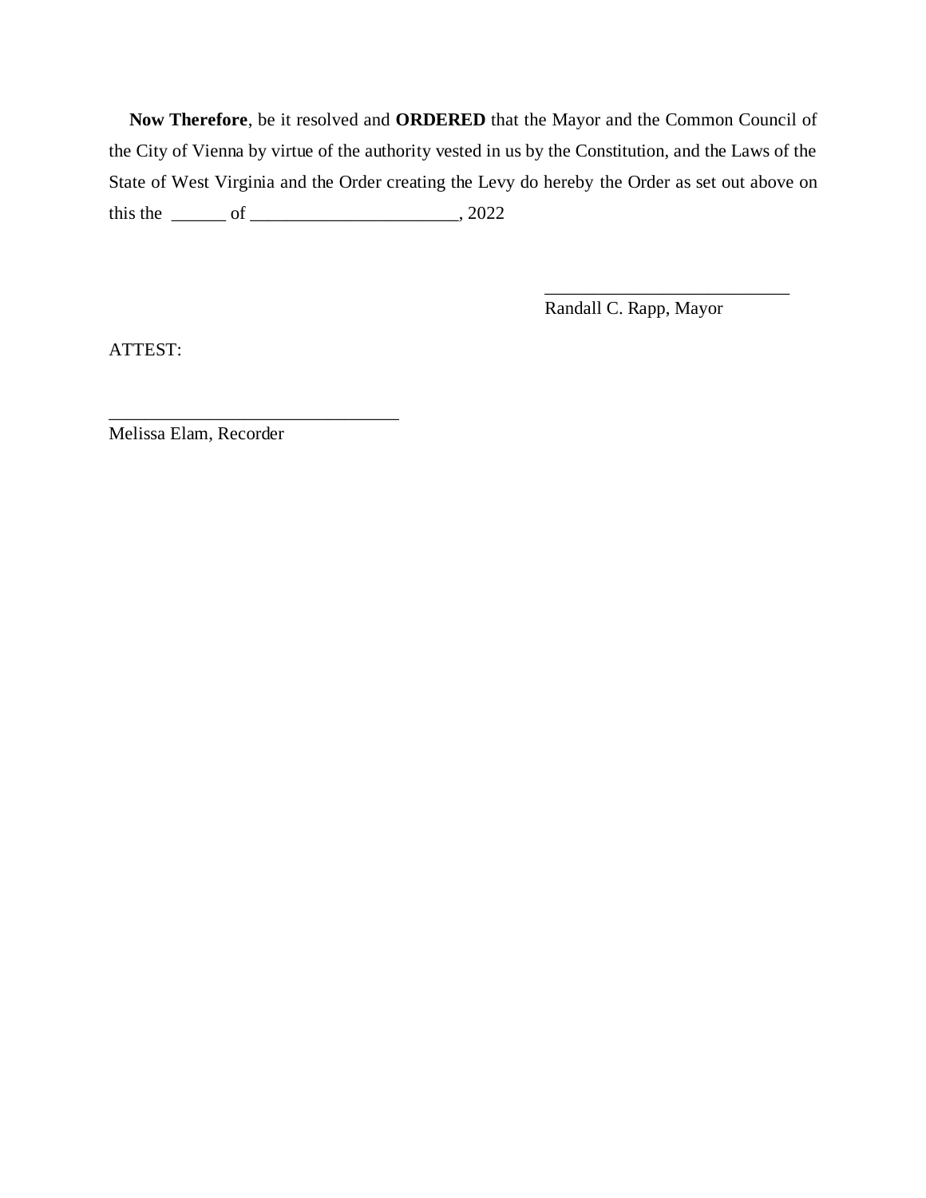**Now Therefore**, be it resolved and **ORDERED** that the Mayor and the Common Council of the City of Vienna by virtue of the authority vested in us by the Constitution, and the Laws of the State of West Virginia and the Order creating the Levy do hereby the Order as set out above on this the ______ of _______________________, 2022

___________________________
Randall C. Rapp, Mayor

ATTEST:

_________________________________
Melissa Elam, Recorder